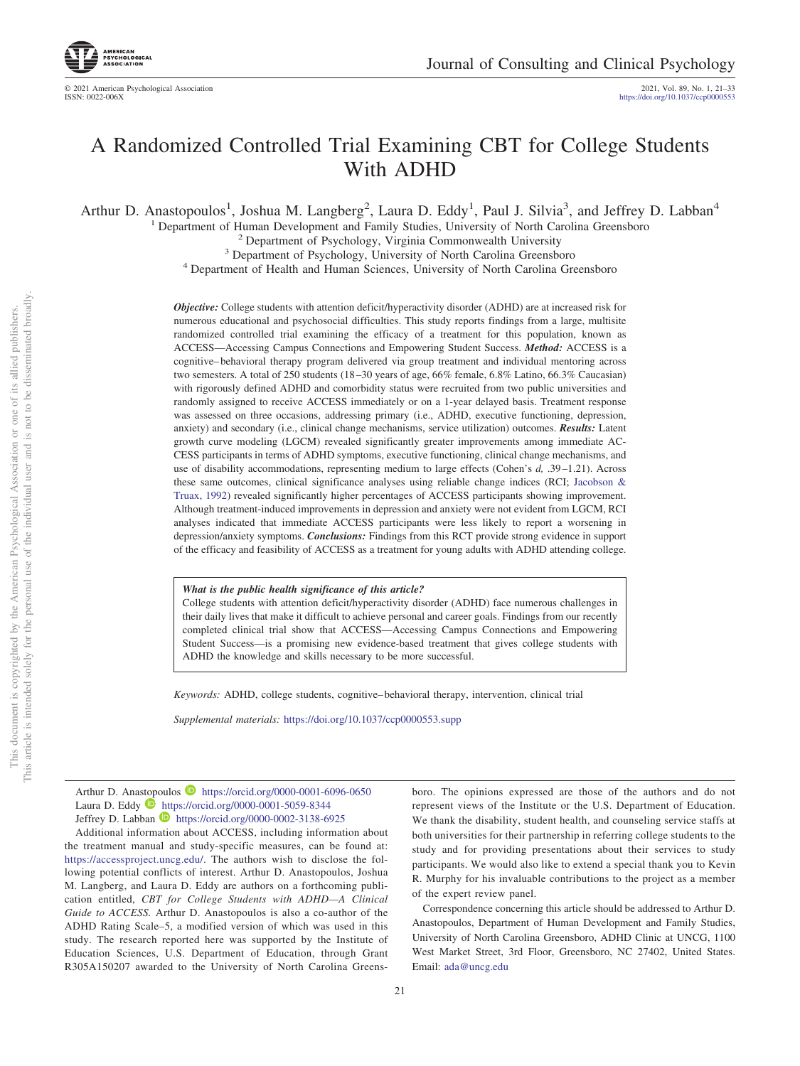# A Randomized Controlled Trial Examining CBT for College Students With ADHD

Arthur D. Anastopoulos[1], Joshua M. Langberg[2], Laura D. Eddy[1], Paul J. Silvia[3], and Jeffrey D. Labban[4]

[1] Department of Human Development and Family Studies, University of North Carolina Greensboro
[2] Department of Psychology, Virginia Commonwealth University
[3] Department of Psychology, University of North Carolina Greensboro
[4] Department of Health and Human Sciences, University of North Carolina Greensboro

***Objective:*** College students with attention deficit/hyperactivity disorder (ADHD) are at increased risk for numerous educational and psychosocial difficulties. This study reports findings from a large, multisite randomized controlled trial examining the efficacy of a treatment for this population, known as ACCESS—Accessing Campus Connections and Empowering Student Success. ***Method:*** ACCESS is a cognitive–behavioral therapy program delivered via group treatment and individual mentoring across two semesters. A total of 250 students (18–30 years of age, 66% female, 6.8% Latino, 66.3% Caucasian) with rigorously defined ADHD and comorbidity status were recruited from two public universities and randomly assigned to receive ACCESS immediately or on a 1-year delayed basis. Treatment response was assessed on three occasions, addressing primary (i.e., ADHD, executive functioning, depression, anxiety) and secondary (i.e., clinical change mechanisms, service utilization) outcomes. ***Results:*** Latent growth curve modeling (LGCM) revealed significantly greater improvements among immediate ACCESS participants in terms of ADHD symptoms, executive functioning, clinical change mechanisms, and use of disability accommodations, representing medium to large effects (Cohen's *d,* .39–1.21). Across these same outcomes, clinical significance analyses using reliable change indices (RCI; Jacobson & Truax, 1992) revealed significantly higher percentages of ACCESS participants showing improvement. Although treatment-induced improvements in depression and anxiety were not evident from LGCM, RCI analyses indicated that immediate ACCESS participants were less likely to report a worsening in depression/anxiety symptoms. ***Conclusions:*** Findings from this RCT provide strong evidence in support of the efficacy and feasibility of ACCESS as a treatment for young adults with ADHD attending college.

> ***What is the public health significance of this article?***
> College students with attention deficit/hyperactivity disorder (ADHD) face numerous challenges in their daily lives that make it difficult to achieve personal and career goals. Findings from our recently completed clinical trial show that ACCESS—Accessing Campus Connections and Empowering Student Success—is a promising new evidence-based treatment that gives college students with ADHD the knowledge and skills necessary to be more successful.

*Keywords:* ADHD, college students, cognitive–behavioral therapy, intervention, clinical trial

*Supplemental materials:* https://doi.org/10.1037/ccp0000553.supp

Arthur D. Anastopoulos https://orcid.org/0000-0001-6096-0650
Laura D. Eddy https://orcid.org/0000-0001-5059-8344
Jeffrey D. Labban https://orcid.org/0000-0002-3138-6925

Additional information about ACCESS, including information about the treatment manual and study-specific measures, can be found at: https://accessproject.uncg.edu/. The authors wish to disclose the following potential conflicts of interest. Arthur D. Anastopoulos, Joshua M. Langberg, and Laura D. Eddy are authors on a forthcoming publication entitled, *CBT for College Students with ADHD—A Clinical Guide to ACCESS.* Arthur D. Anastopoulos is also a co-author of the ADHD Rating Scale–5, a modified version of which was used in this study. The research reported here was supported by the Institute of Education Sciences, U.S. Department of Education, through Grant R305A150207 awarded to the University of North Carolina Greensboro. The opinions expressed are those of the authors and do not represent views of the Institute or the U.S. Department of Education. We thank the disability, student health, and counseling service staffs at both universities for their partnership in referring college students to the study and for providing presentations about their services to study participants. We would also like to extend a special thank you to Kevin R. Murphy for his invaluable contributions to the project as a member of the expert review panel.

Correspondence concerning this article should be addressed to Arthur D. Anastopoulos, Department of Human Development and Family Studies, University of North Carolina Greensboro, ADHD Clinic at UNCG, 1100 West Market Street, 3rd Floor, Greensboro, NC 27402, United States. Email: ada@uncg.edu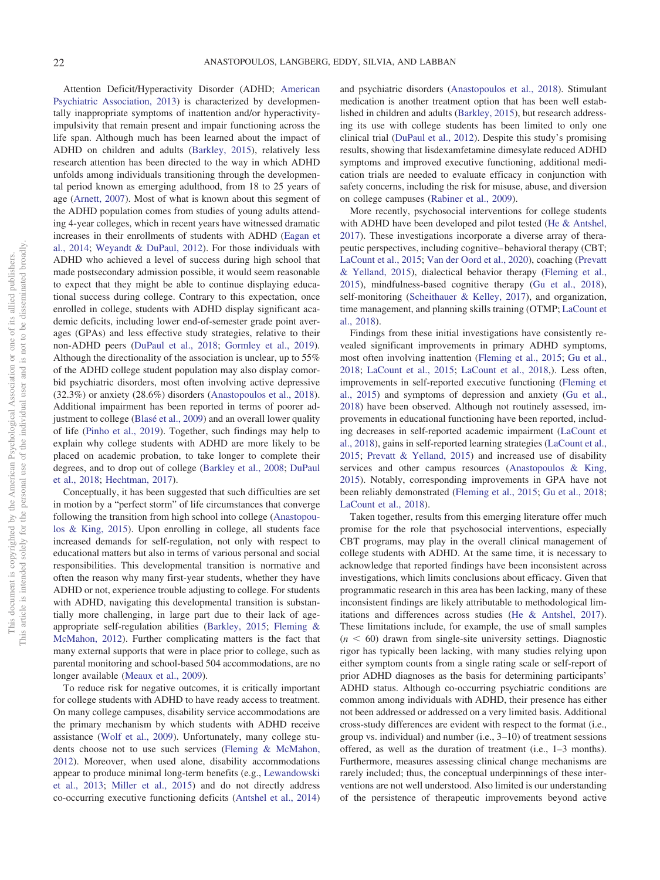Attention Deficit/Hyperactivity Disorder (ADHD; American Psychiatric Association, 2013) is characterized by developmentally inappropriate symptoms of inattention and/or hyperactivity-impulsivity that remain present and impair functioning across the life span. Although much has been learned about the impact of ADHD on children and adults (Barkley, 2015), relatively less research attention has been directed to the way in which ADHD unfolds among individuals transitioning through the developmental period known as emerging adulthood, from 18 to 25 years of age (Arnett, 2007). Most of what is known about this segment of the ADHD population comes from studies of young adults attending 4-year colleges, which in recent years have witnessed dramatic increases in their enrollments of students with ADHD (Eagan et al., 2014; Weyandt & DuPaul, 2012). For those individuals with ADHD who achieved a level of success during high school that made postsecondary admission possible, it would seem reasonable to expect that they might be able to continue displaying educational success during college. Contrary to this expectation, once enrolled in college, students with ADHD display significant academic deficits, including lower end-of-semester grade point averages (GPAs) and less effective study strategies, relative to their non-ADHD peers (DuPaul et al., 2018; Gormley et al., 2019). Although the directionality of the association is unclear, up to 55% of the ADHD college student population may also display comorbid psychiatric disorders, most often involving active depressive (32.3%) or anxiety (28.6%) disorders (Anastopoulos et al., 2018). Additional impairment has been reported in terms of poorer adjustment to college (Blasé et al., 2009) and an overall lower quality of life (Pinho et al., 2019). Together, such findings may help to explain why college students with ADHD are more likely to be placed on academic probation, to take longer to complete their degrees, and to drop out of college (Barkley et al., 2008; DuPaul et al., 2018; Hechtman, 2017).

Conceptually, it has been suggested that such difficulties are set in motion by a "perfect storm" of life circumstances that converge following the transition from high school into college (Anastopoulos & King, 2015). Upon enrolling in college, all students face increased demands for self-regulation, not only with respect to educational matters but also in terms of various personal and social responsibilities. This developmental transition is normative and often the reason why many first-year students, whether they have ADHD or not, experience trouble adjusting to college. For students with ADHD, navigating this developmental transition is substantially more challenging, in large part due to their lack of age-appropriate self-regulation abilities (Barkley, 2015; Fleming & McMahon, 2012). Further complicating matters is the fact that many external supports that were in place prior to college, such as parental monitoring and school-based 504 accommodations, are no longer available (Meaux et al., 2009).

To reduce risk for negative outcomes, it is critically important for college students with ADHD to have ready access to treatment. On many college campuses, disability service accommodations are the primary mechanism by which students with ADHD receive assistance (Wolf et al., 2009). Unfortunately, many college students choose not to use such services (Fleming & McMahon, 2012). Moreover, when used alone, disability accommodations appear to produce minimal long-term benefits (e.g., Lewandowski et al., 2013; Miller et al., 2015) and do not directly address co-occurring executive functioning deficits (Antshel et al., 2014) and psychiatric disorders (Anastopoulos et al., 2018). Stimulant medication is another treatment option that has been well established in children and adults (Barkley, 2015), but research addressing its use with college students has been limited to only one clinical trial (DuPaul et al., 2012). Despite this study's promising results, showing that lisdexamfetamine dimesylate reduced ADHD symptoms and improved executive functioning, additional medication trials are needed to evaluate efficacy in conjunction with safety concerns, including the risk for misuse, abuse, and diversion on college campuses (Rabiner et al., 2009).

More recently, psychosocial interventions for college students with ADHD have been developed and pilot tested (He & Antshel, 2017). These investigations incorporate a diverse array of therapeutic perspectives, including cognitive–behavioral therapy (CBT; LaCount et al., 2015; Van der Oord et al., 2020), coaching (Prevatt & Yelland, 2015), dialectical behavior therapy (Fleming et al., 2015), mindfulness-based cognitive therapy (Gu et al., 2018), self-monitoring (Scheithauer & Kelley, 2017), and organization, time management, and planning skills training (OTMP; LaCount et al., 2018).

Findings from these initial investigations have consistently revealed significant improvements in primary ADHD symptoms, most often involving inattention (Fleming et al., 2015; Gu et al., 2018; LaCount et al., 2015; LaCount et al., 2018,). Less often, improvements in self-reported executive functioning (Fleming et al., 2015) and symptoms of depression and anxiety (Gu et al., 2018) have been observed. Although not routinely assessed, improvements in educational functioning have been reported, including decreases in self-reported academic impairment (LaCount et al., 2018), gains in self-reported learning strategies (LaCount et al., 2015; Prevatt & Yelland, 2015) and increased use of disability services and other campus resources (Anastopoulos & King, 2015). Notably, corresponding improvements in GPA have not been reliably demonstrated (Fleming et al., 2015; Gu et al., 2018; LaCount et al., 2018).

Taken together, results from this emerging literature offer much promise for the role that psychosocial interventions, especially CBT programs, may play in the overall clinical management of college students with ADHD. At the same time, it is necessary to acknowledge that reported findings have been inconsistent across investigations, which limits conclusions about efficacy. Given that programmatic research in this area has been lacking, many of these inconsistent findings are likely attributable to methodological limitations and differences across studies (He & Antshel, 2017). These limitations include, for example, the use of small samples ($n < 60$) drawn from single-site university settings. Diagnostic rigor has typically been lacking, with many studies relying upon either symptom counts from a single rating scale or self-report of prior ADHD diagnoses as the basis for determining participants' ADHD status. Although co-occurring psychiatric conditions are common among individuals with ADHD, their presence has either not been addressed or addressed on a very limited basis. Additional cross-study differences are evident with respect to the format (i.e., group vs. individual) and number (i.e., 3–10) of treatment sessions offered, as well as the duration of treatment (i.e., 1–3 months). Furthermore, measures assessing clinical change mechanisms are rarely included; thus, the conceptual underpinnings of these interventions are not well understood. Also limited is our understanding of the persistence of therapeutic improvements beyond active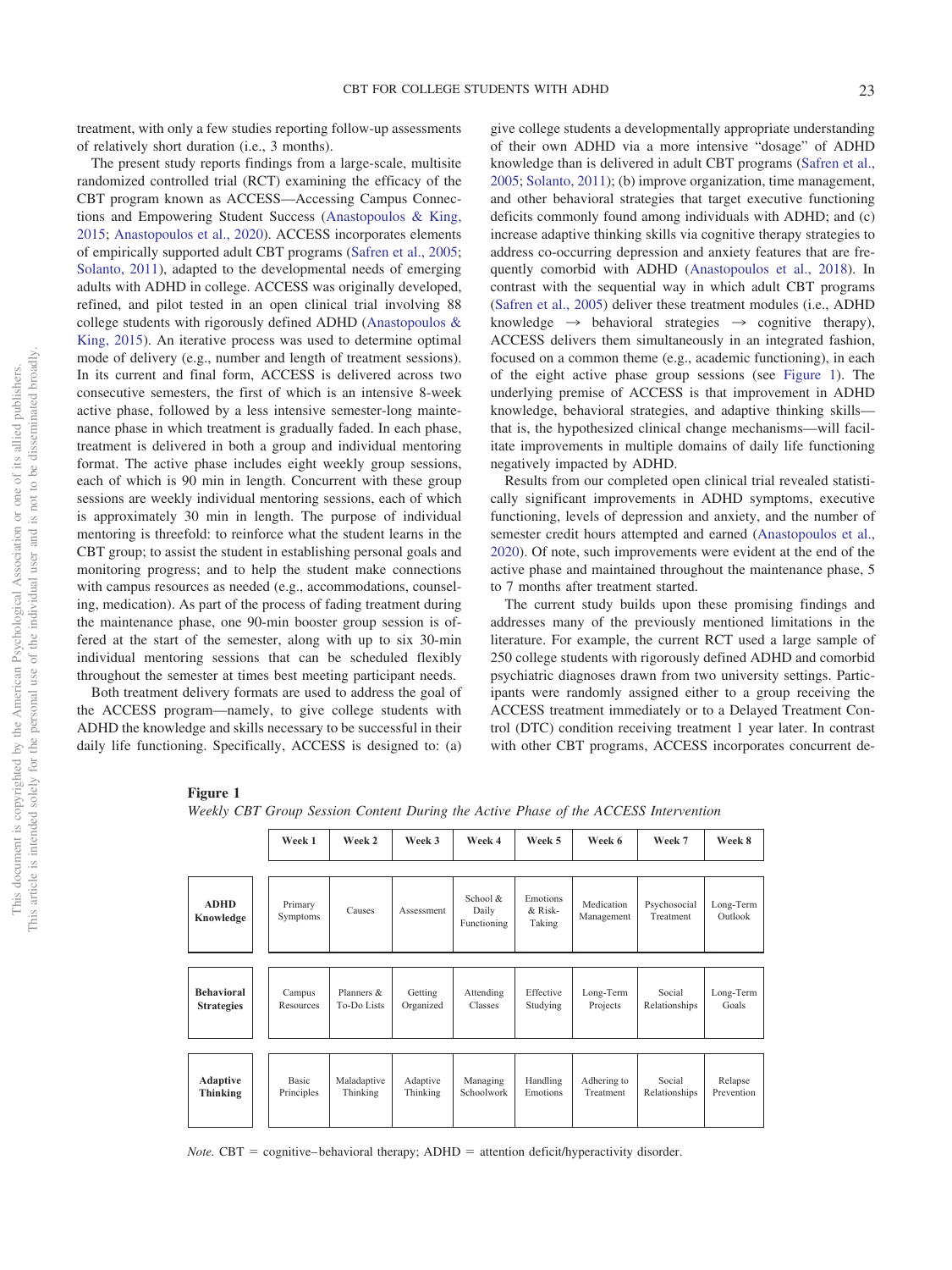treatment, with only a few studies reporting follow-up assessments of relatively short duration (i.e., 3 months).

The present study reports findings from a large-scale, multisite randomized controlled trial (RCT) examining the efficacy of the CBT program known as ACCESS—Accessing Campus Connections and Empowering Student Success (Anastopoulos & King, 2015; Anastopoulos et al., 2020). ACCESS incorporates elements of empirically supported adult CBT programs (Safren et al., 2005; Solanto, 2011), adapted to the developmental needs of emerging adults with ADHD in college. ACCESS was originally developed, refined, and pilot tested in an open clinical trial involving 88 college students with rigorously defined ADHD (Anastopoulos & King, 2015). An iterative process was used to determine optimal mode of delivery (e.g., number and length of treatment sessions). In its current and final form, ACCESS is delivered across two consecutive semesters, the first of which is an intensive 8-week active phase, followed by a less intensive semester-long maintenance phase in which treatment is gradually faded. In each phase, treatment is delivered in both a group and individual mentoring format. The active phase includes eight weekly group sessions, each of which is 90 min in length. Concurrent with these group sessions are weekly individual mentoring sessions, each of which is approximately 30 min in length. The purpose of individual mentoring is threefold: to reinforce what the student learns in the CBT group; to assist the student in establishing personal goals and monitoring progress; and to help the student make connections with campus resources as needed (e.g., accommodations, counseling, medication). As part of the process of fading treatment during the maintenance phase, one 90-min booster group session is offered at the start of the semester, along with up to six 30-min individual mentoring sessions that can be scheduled flexibly throughout the semester at times best meeting participant needs.

Both treatment delivery formats are used to address the goal of the ACCESS program—namely, to give college students with ADHD the knowledge and skills necessary to be successful in their daily life functioning. Specifically, ACCESS is designed to: (a) give college students a developmentally appropriate understanding of their own ADHD via a more intensive "dosage" of ADHD knowledge than is delivered in adult CBT programs (Safren et al., 2005; Solanto, 2011); (b) improve organization, time management, and other behavioral strategies that target executive functioning deficits commonly found among individuals with ADHD; and (c) increase adaptive thinking skills via cognitive therapy strategies to address co-occurring depression and anxiety features that are frequently comorbid with ADHD (Anastopoulos et al., 2018). In contrast with the sequential way in which adult CBT programs (Safren et al., 2005) deliver these treatment modules (i.e., ADHD knowledge → behavioral strategies → cognitive therapy), ACCESS delivers them simultaneously in an integrated fashion, focused on a common theme (e.g., academic functioning), in each of the eight active phase group sessions (see Figure 1). The underlying premise of ACCESS is that improvement in ADHD knowledge, behavioral strategies, and adaptive thinking skills—that is, the hypothesized clinical change mechanisms—will facilitate improvements in multiple domains of daily life functioning negatively impacted by ADHD.

Results from our completed open clinical trial revealed statistically significant improvements in ADHD symptoms, executive functioning, levels of depression and anxiety, and the number of semester credit hours attempted and earned (Anastopoulos et al., 2020). Of note, such improvements were evident at the end of the active phase and maintained throughout the maintenance phase, 5 to 7 months after treatment started.

The current study builds upon these promising findings and addresses many of the previously mentioned limitations in the literature. For example, the current RCT used a large sample of 250 college students with rigorously defined ADHD and comorbid psychiatric diagnoses drawn from two university settings. Participants were randomly assigned either to a group receiving the ACCESS treatment immediately or to a Delayed Treatment Control (DTC) condition receiving treatment 1 year later. In contrast with other CBT programs, ACCESS incorporates concurrent de-

**Figure 1**

*Weekly CBT Group Session Content During the Active Phase of the ACCESS Intervention*

| | Week 1 | Week 2 | Week 3 | Week 4 | Week 5 | Week 6 | Week 7 | Week 8 |
|---|---|---|---|---|---|---|---|---|
| **ADHD Knowledge** | Primary Symptoms | Causes | Assessment | School & Daily Functioning | Emotions & Risk-Taking | Medication Management | Psychosocial Treatment | Long-Term Outlook |
| **Behavioral Strategies** | Campus Resources | Planners & To-Do Lists | Getting Organized | Attending Classes | Effective Studying | Long-Term Projects | Social Relationships | Long-Term Goals |
| **Adaptive Thinking** | Basic Principles | Maladaptive Thinking | Adaptive Thinking | Managing Schoolwork | Handling Emotions | Adhering to Treatment | Social Relationships | Relapse Prevention |

*Note.* CBT = cognitive–behavioral therapy; ADHD = attention deficit/hyperactivity disorder.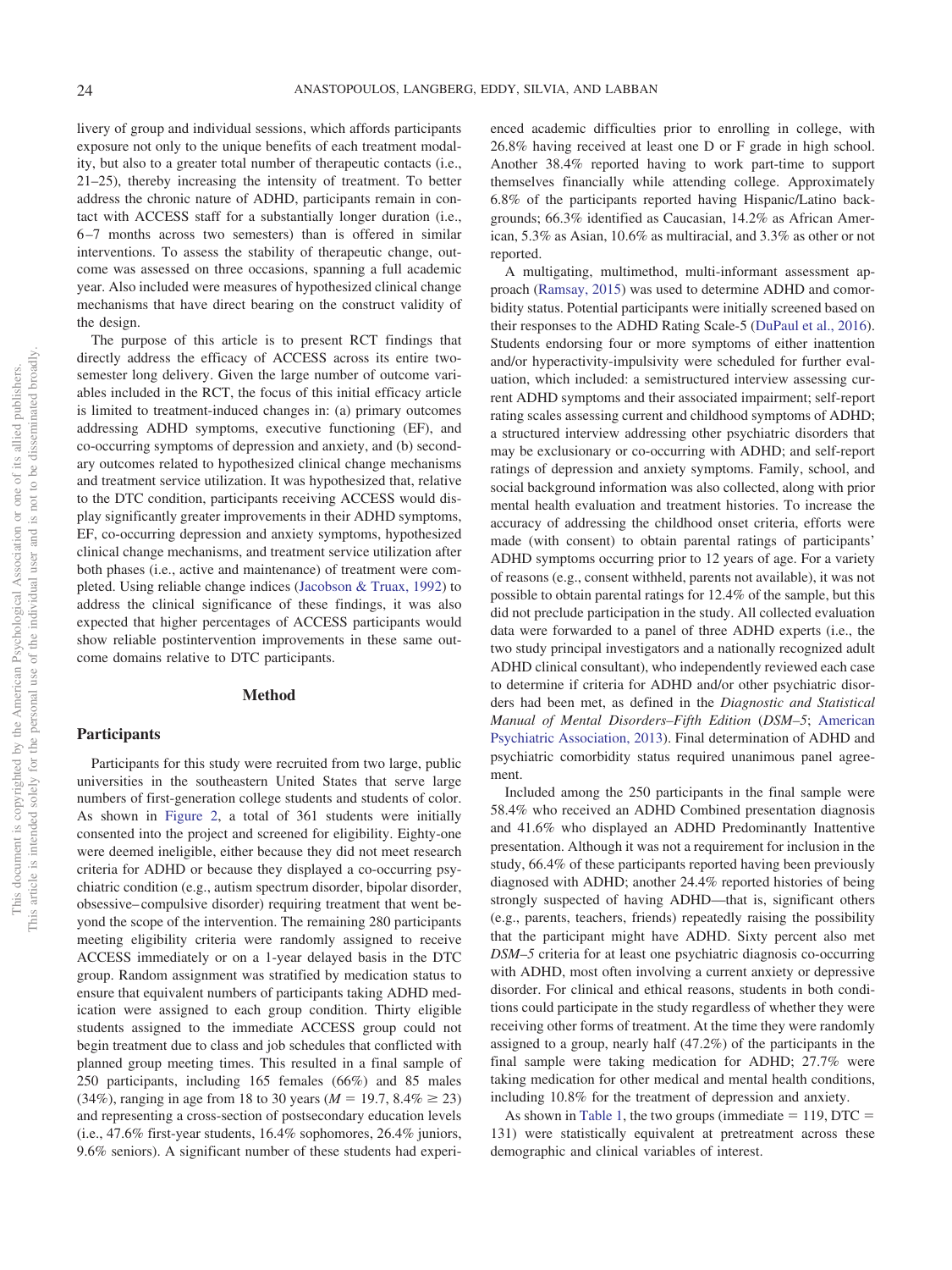livery of group and individual sessions, which affords participants exposure not only to the unique benefits of each treatment modality, but also to a greater total number of therapeutic contacts (i.e., 21–25), thereby increasing the intensity of treatment. To better address the chronic nature of ADHD, participants remain in contact with ACCESS staff for a substantially longer duration (i.e., 6–7 months across two semesters) than is offered in similar interventions. To assess the stability of therapeutic change, outcome was assessed on three occasions, spanning a full academic year. Also included were measures of hypothesized clinical change mechanisms that have direct bearing on the construct validity of the design.

The purpose of this article is to present RCT findings that directly address the efficacy of ACCESS across its entire two-semester long delivery. Given the large number of outcome variables included in the RCT, the focus of this initial efficacy article is limited to treatment-induced changes in: (a) primary outcomes addressing ADHD symptoms, executive functioning (EF), and co-occurring symptoms of depression and anxiety, and (b) secondary outcomes related to hypothesized clinical change mechanisms and treatment service utilization. It was hypothesized that, relative to the DTC condition, participants receiving ACCESS would display significantly greater improvements in their ADHD symptoms, EF, co-occurring depression and anxiety symptoms, hypothesized clinical change mechanisms, and treatment service utilization after both phases (i.e., active and maintenance) of treatment were completed. Using reliable change indices (Jacobson & Truax, 1992) to address the clinical significance of these findings, it was also expected that higher percentages of ACCESS participants would show reliable postintervention improvements in these same outcome domains relative to DTC participants.

## Method

### Participants

Participants for this study were recruited from two large, public universities in the southeastern United States that serve large numbers of first-generation college students and students of color. As shown in Figure 2, a total of 361 students were initially consented into the project and screened for eligibility. Eighty-one were deemed ineligible, either because they did not meet research criteria for ADHD or because they displayed a co-occurring psychiatric condition (e.g., autism spectrum disorder, bipolar disorder, obsessive–compulsive disorder) requiring treatment that went beyond the scope of the intervention. The remaining 280 participants meeting eligibility criteria were randomly assigned to receive ACCESS immediately or on a 1-year delayed basis in the DTC group. Random assignment was stratified by medication status to ensure that equivalent numbers of participants taking ADHD medication were assigned to each group condition. Thirty eligible students assigned to the immediate ACCESS group could not begin treatment due to class and job schedules that conflicted with planned group meeting times. This resulted in a final sample of 250 participants, including 165 females (66%) and 85 males (34%), ranging in age from 18 to 30 years ($M = 19.7$, 8.4% $\geq$ 23) and representing a cross-section of postsecondary education levels (i.e., 47.6% first-year students, 16.4% sophomores, 26.4% juniors, 9.6% seniors). A significant number of these students had experienced academic difficulties prior to enrolling in college, with 26.8% having received at least one D or F grade in high school. Another 38.4% reported having to work part-time to support themselves financially while attending college. Approximately 6.8% of the participants reported having Hispanic/Latino backgrounds; 66.3% identified as Caucasian, 14.2% as African American, 5.3% as Asian, 10.6% as multiracial, and 3.3% as other or not reported.

A multigating, multimethod, multi-informant assessment approach (Ramsay, 2015) was used to determine ADHD and comorbidity status. Potential participants were initially screened based on their responses to the ADHD Rating Scale-5 (DuPaul et al., 2016). Students endorsing four or more symptoms of either inattention and/or hyperactivity-impulsivity were scheduled for further evaluation, which included: a semistructured interview assessing current ADHD symptoms and their associated impairment; self-report rating scales assessing current and childhood symptoms of ADHD; a structured interview addressing other psychiatric disorders that may be exclusionary or co-occurring with ADHD; and self-report ratings of depression and anxiety symptoms. Family, school, and social background information was also collected, along with prior mental health evaluation and treatment histories. To increase the accuracy of addressing the childhood onset criteria, efforts were made (with consent) to obtain parental ratings of participants' ADHD symptoms occurring prior to 12 years of age. For a variety of reasons (e.g., consent withheld, parents not available), it was not possible to obtain parental ratings for 12.4% of the sample, but this did not preclude participation in the study. All collected evaluation data were forwarded to a panel of three ADHD experts (i.e., the two study principal investigators and a nationally recognized adult ADHD clinical consultant), who independently reviewed each case to determine if criteria for ADHD and/or other psychiatric disorders had been met, as defined in the *Diagnostic and Statistical Manual of Mental Disorders–Fifth Edition* (*DSM–5*; American Psychiatric Association, 2013). Final determination of ADHD and psychiatric comorbidity status required unanimous panel agreement.

Included among the 250 participants in the final sample were 58.4% who received an ADHD Combined presentation diagnosis and 41.6% who displayed an ADHD Predominantly Inattentive presentation. Although it was not a requirement for inclusion in the study, 66.4% of these participants reported having been previously diagnosed with ADHD; another 24.4% reported histories of being strongly suspected of having ADHD—that is, significant others (e.g., parents, teachers, friends) repeatedly raising the possibility that the participant might have ADHD. Sixty percent also met *DSM–5* criteria for at least one psychiatric diagnosis co-occurring with ADHD, most often involving a current anxiety or depressive disorder. For clinical and ethical reasons, students in both conditions could participate in the study regardless of whether they were receiving other forms of treatment. At the time they were randomly assigned to a group, nearly half (47.2%) of the participants in the final sample were taking medication for ADHD; 27.7% were taking medication for other medical and mental health conditions, including 10.8% for the treatment of depression and anxiety.

As shown in Table 1, the two groups (immediate = 119, DTC = 131) were statistically equivalent at pretreatment across these demographic and clinical variables of interest.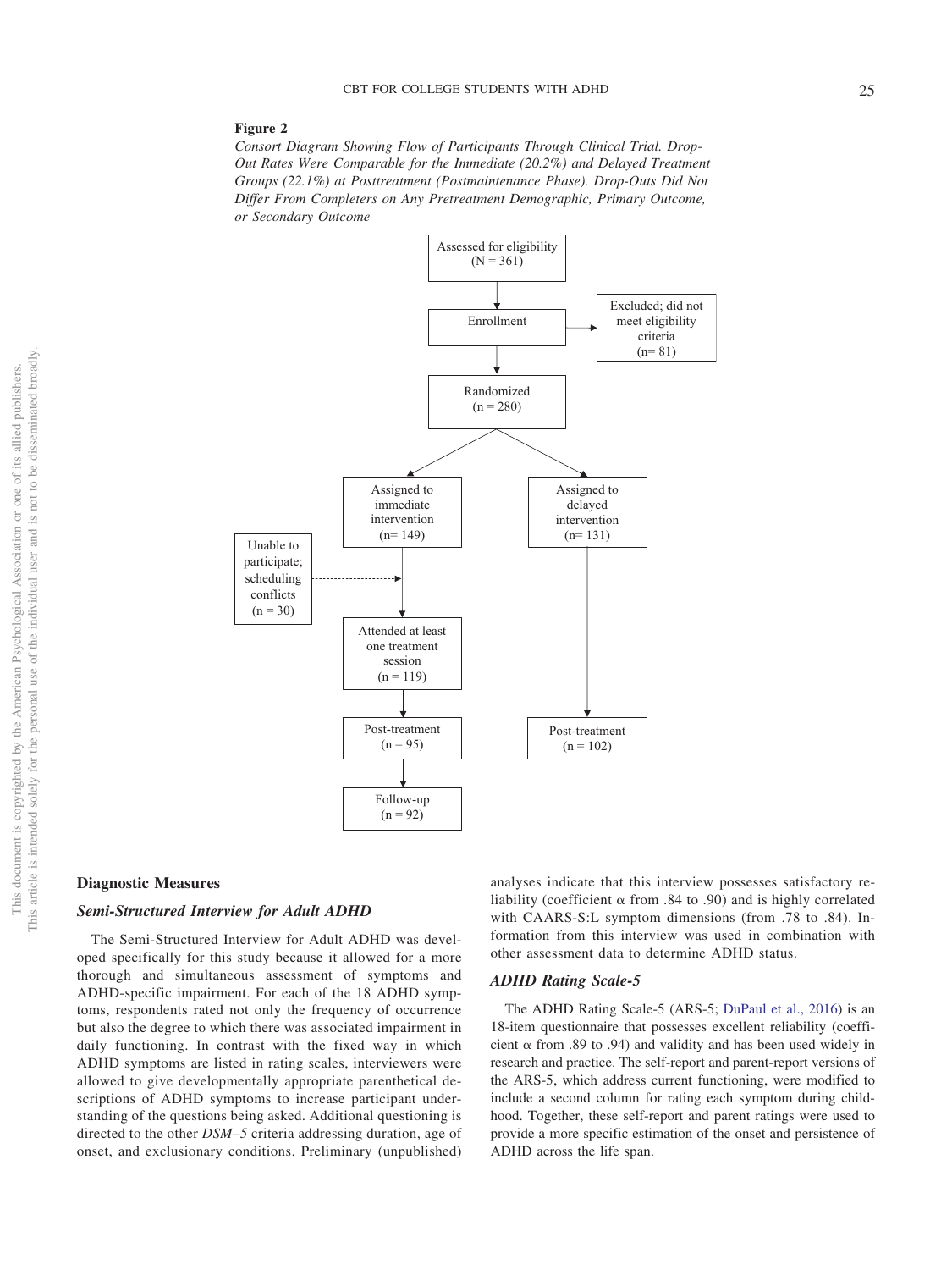**Figure 2**

*Consort Diagram Showing Flow of Participants Through Clinical Trial. Drop-Out Rates Were Comparable for the Immediate (20.2%) and Delayed Treatment Groups (22.1%) at Posttreatment (Postmaintenance Phase). Drop-Outs Did Not Differ From Completers on Any Pretreatment Demographic, Primary Outcome, or Secondary Outcome*

Assessed for eligibility (N = 361)

Enrollment

Excluded; did not meet eligibility criteria (n= 81)

Randomized (n = 280)

Assigned to immediate intervention (n= 149)

Assigned to delayed intervention (n= 131)

Unable to participate; scheduling conflicts (n = 30)

Attended at least one treatment session (n = 119)

Post-treatment (n = 95)

Post-treatment (n = 102)

Follow-up (n = 92)

## Diagnostic Measures

### *Semi-Structured Interview for Adult ADHD*

The Semi-Structured Interview for Adult ADHD was developed specifically for this study because it allowed for a more thorough and simultaneous assessment of symptoms and ADHD-specific impairment. For each of the 18 ADHD symptoms, respondents rated not only the frequency of occurrence but also the degree to which there was associated impairment in daily functioning. In contrast with the fixed way in which ADHD symptoms are listed in rating scales, interviewers were allowed to give developmentally appropriate parenthetical descriptions of ADHD symptoms to increase participant understanding of the questions being asked. Additional questioning is directed to the other *DSM–5* criteria addressing duration, age of onset, and exclusionary conditions. Preliminary (unpublished) analyses indicate that this interview possesses satisfactory reliability (coefficient α from .84 to .90) and is highly correlated with CAARS-S:L symptom dimensions (from .78 to .84). Information from this interview was used in combination with other assessment data to determine ADHD status.

### *ADHD Rating Scale-5*

The ADHD Rating Scale-5 (ARS-5; DuPaul et al., 2016) is an 18-item questionnaire that possesses excellent reliability (coefficient α from .89 to .94) and validity and has been used widely in research and practice. The self-report and parent-report versions of the ARS-5, which address current functioning, were modified to include a second column for rating each symptom during childhood. Together, these self-report and parent ratings were used to provide a more specific estimation of the onset and persistence of ADHD across the life span.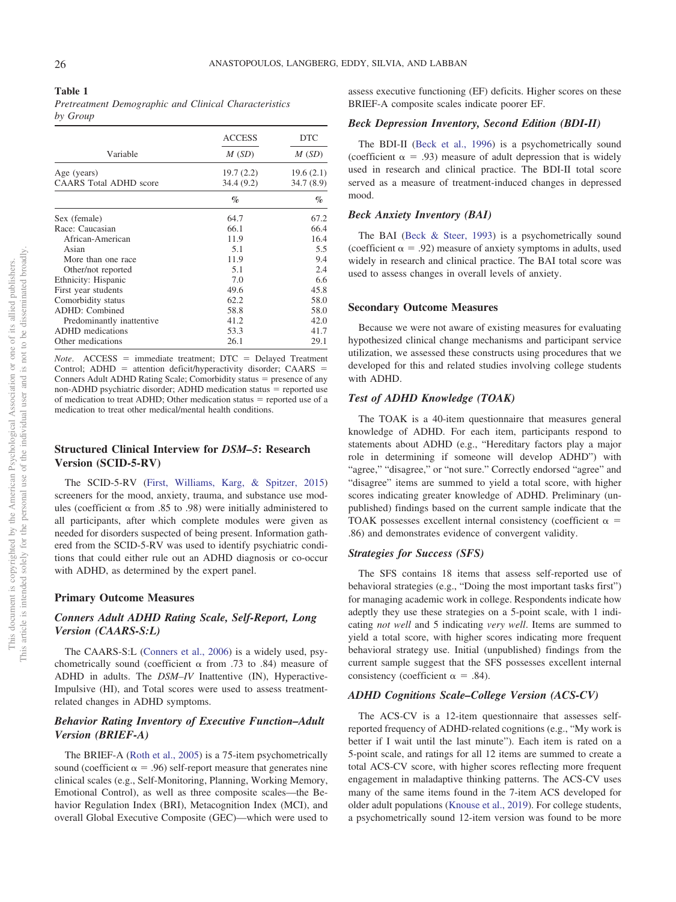**Table 1**

*Pretreatment Demographic and Clinical Characteristics by Group*

| Variable | ACCESS *M* (*SD*) | DTC *M* (*SD*) |
|---|---|---|
| Age (years) | 19.7 (2.2) | 19.6 (2.1) |
| CAARS Total ADHD score | 34.4 (9.2) | 34.7 (8.9) |
| | % | % |
| Sex (female) | 64.7 | 67.2 |
| Race: Caucasian | 66.1 | 66.4 |
| African-American | 11.9 | 16.4 |
| Asian | 5.1 | 5.5 |
| More than one race | 11.9 | 9.4 |
| Other/not reported | 5.1 | 2.4 |
| Ethnicity: Hispanic | 7.0 | 6.6 |
| First year students | 49.6 | 45.8 |
| Comorbidity status | 62.2 | 58.0 |
| ADHD: Combined | 58.8 | 58.0 |
| Predominantly inattentive | 41.2 | 42.0 |
| ADHD medications | 53.3 | 41.7 |
| Other medications | 26.1 | 29.1 |

*Note*. ACCESS = immediate treatment; DTC = Delayed Treatment Control; ADHD = attention deficit/hyperactivity disorder; CAARS = Conners Adult ADHD Rating Scale; Comorbidity status = presence of any non-ADHD psychiatric disorder; ADHD medication status = reported use of medication to treat ADHD; Other medication status = reported use of a medication to treat other medical/mental health conditions.

## Structured Clinical Interview for *DSM–5*: Research Version (SCID-5-RV)

The SCID-5-RV (First, Williams, Karg, & Spitzer, 2015) screeners for the mood, anxiety, trauma, and substance use modules (coefficient α from .85 to .98) were initially administered to all participants, after which complete modules were given as needed for disorders suspected of being present. Information gathered from the SCID-5-RV was used to identify psychiatric conditions that could either rule out an ADHD diagnosis or co-occur with ADHD, as determined by the expert panel.

## Primary Outcome Measures

### *Conners Adult ADHD Rating Scale, Self-Report, Long Version (CAARS-S:L)*

The CAARS-S:L (Conners et al., 2006) is a widely used, psychometrically sound (coefficient α from .73 to .84) measure of ADHD in adults. The *DSM–IV* Inattentive (IN), Hyperactive-Impulsive (HI), and Total scores were used to assess treatment-related changes in ADHD symptoms.

### *Behavior Rating Inventory of Executive Function–Adult Version (BRIEF-A)*

The BRIEF-A (Roth et al., 2005) is a 75-item psychometrically sound (coefficient α = .96) self-report measure that generates nine clinical scales (e.g., Self-Monitoring, Planning, Working Memory, Emotional Control), as well as three composite scales—the Behavior Regulation Index (BRI), Metacognition Index (MCI), and overall Global Executive Composite (GEC)—which were used to assess executive functioning (EF) deficits. Higher scores on these BRIEF-A composite scales indicate poorer EF.

### *Beck Depression Inventory, Second Edition (BDI-II)*

The BDI-II (Beck et al., 1996) is a psychometrically sound (coefficient α = .93) measure of adult depression that is widely used in research and clinical practice. The BDI-II total score served as a measure of treatment-induced changes in depressed mood.

### *Beck Anxiety Inventory (BAI)*

The BAI (Beck & Steer, 1993) is a psychometrically sound (coefficient α = .92) measure of anxiety symptoms in adults, used widely in research and clinical practice. The BAI total score was used to assess changes in overall levels of anxiety.

## Secondary Outcome Measures

Because we were not aware of existing measures for evaluating hypothesized clinical change mechanisms and participant service utilization, we assessed these constructs using procedures that we developed for this and related studies involving college students with ADHD.

### *Test of ADHD Knowledge (TOAK)*

The TOAK is a 40-item questionnaire that measures general knowledge of ADHD. For each item, participants respond to statements about ADHD (e.g., "Hereditary factors play a major role in determining if someone will develop ADHD") with "agree," "disagree," or "not sure." Correctly endorsed "agree" and "disagree" items are summed to yield a total score, with higher scores indicating greater knowledge of ADHD. Preliminary (unpublished) findings based on the current sample indicate that the TOAK possesses excellent internal consistency (coefficient α = .86) and demonstrates evidence of convergent validity.

### *Strategies for Success (SFS)*

The SFS contains 18 items that assess self-reported use of behavioral strategies (e.g., "Doing the most important tasks first") for managing academic work in college. Respondents indicate how adeptly they use these strategies on a 5-point scale, with 1 indicating *not well* and 5 indicating *very well*. Items are summed to yield a total score, with higher scores indicating more frequent behavioral strategy use. Initial (unpublished) findings from the current sample suggest that the SFS possesses excellent internal consistency (coefficient α = .84).

### *ADHD Cognitions Scale–College Version (ACS-CV)*

The ACS-CV is a 12-item questionnaire that assesses self-reported frequency of ADHD-related cognitions (e.g., "My work is better if I wait until the last minute"). Each item is rated on a 5-point scale, and ratings for all 12 items are summed to create a total ACS-CV score, with higher scores reflecting more frequent engagement in maladaptive thinking patterns. The ACS-CV uses many of the same items found in the 7-item ACS developed for older adult populations (Knouse et al., 2019). For college students, a psychometrically sound 12-item version was found to be more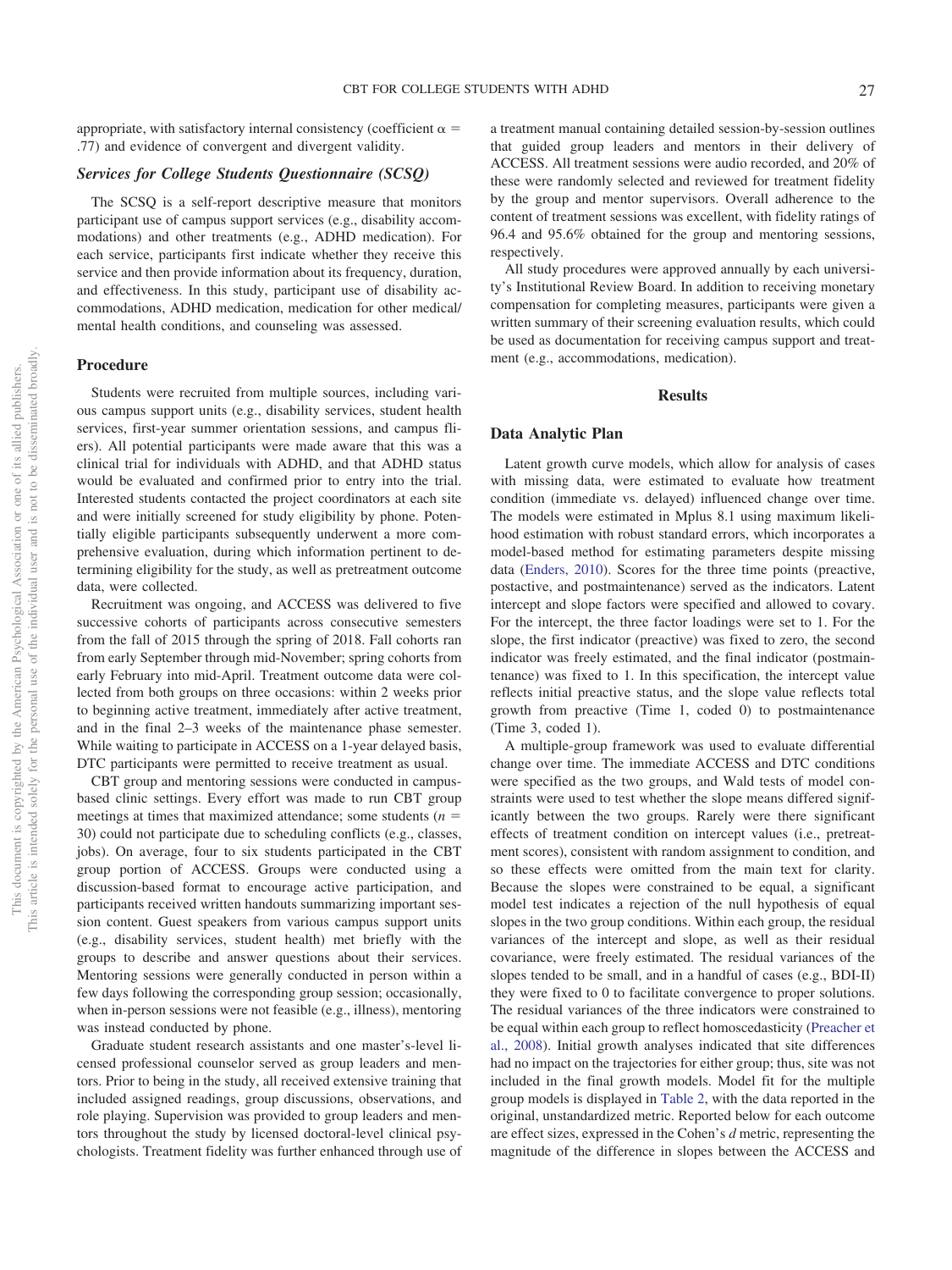appropriate, with satisfactory internal consistency (coefficient $\alpha$ = .77) and evidence of convergent and divergent validity.

### *Services for College Students Questionnaire (SCSQ)*

The SCSQ is a self-report descriptive measure that monitors participant use of campus support services (e.g., disability accommodations) and other treatments (e.g., ADHD medication). For each service, participants first indicate whether they receive this service and then provide information about its frequency, duration, and effectiveness. In this study, participant use of disability accommodations, ADHD medication, medication for other medical/mental health conditions, and counseling was assessed.

## Procedure

Students were recruited from multiple sources, including various campus support units (e.g., disability services, student health services, first-year summer orientation sessions, and campus fliers). All potential participants were made aware that this was a clinical trial for individuals with ADHD, and that ADHD status would be evaluated and confirmed prior to entry into the trial. Interested students contacted the project coordinators at each site and were initially screened for study eligibility by phone. Potentially eligible participants subsequently underwent a more comprehensive evaluation, during which information pertinent to determining eligibility for the study, as well as pretreatment outcome data, were collected.

Recruitment was ongoing, and ACCESS was delivered to five successive cohorts of participants across consecutive semesters from the fall of 2015 through the spring of 2018. Fall cohorts ran from early September through mid-November; spring cohorts from early February into mid-April. Treatment outcome data were collected from both groups on three occasions: within 2 weeks prior to beginning active treatment, immediately after active treatment, and in the final 2–3 weeks of the maintenance phase semester. While waiting to participate in ACCESS on a 1-year delayed basis, DTC participants were permitted to receive treatment as usual.

CBT group and mentoring sessions were conducted in campus-based clinic settings. Every effort was made to run CBT group meetings at times that maximized attendance; some students ($n$ = 30) could not participate due to scheduling conflicts (e.g., classes, jobs). On average, four to six students participated in the CBT group portion of ACCESS. Groups were conducted using a discussion-based format to encourage active participation, and participants received written handouts summarizing important session content. Guest speakers from various campus support units (e.g., disability services, student health) met briefly with the groups to describe and answer questions about their services. Mentoring sessions were generally conducted in person within a few days following the corresponding group session; occasionally, when in-person sessions were not feasible (e.g., illness), mentoring was instead conducted by phone.

Graduate student research assistants and one master's-level licensed professional counselor served as group leaders and mentors. Prior to being in the study, all received extensive training that included assigned readings, group discussions, observations, and role playing. Supervision was provided to group leaders and mentors throughout the study by licensed doctoral-level clinical psychologists. Treatment fidelity was further enhanced through use of a treatment manual containing detailed session-by-session outlines that guided group leaders and mentors in their delivery of ACCESS. All treatment sessions were audio recorded, and 20% of these were randomly selected and reviewed for treatment fidelity by the group and mentor supervisors. Overall adherence to the content of treatment sessions was excellent, with fidelity ratings of 96.4 and 95.6% obtained for the group and mentoring sessions, respectively.

All study procedures were approved annually by each university's Institutional Review Board. In addition to receiving monetary compensation for completing measures, participants were given a written summary of their screening evaluation results, which could be used as documentation for receiving campus support and treatment (e.g., accommodations, medication).

# Results

## Data Analytic Plan

Latent growth curve models, which allow for analysis of cases with missing data, were estimated to evaluate how treatment condition (immediate vs. delayed) influenced change over time. The models were estimated in Mplus 8.1 using maximum likelihood estimation with robust standard errors, which incorporates a model-based method for estimating parameters despite missing data (Enders, 2010). Scores for the three time points (preactive, postactive, and postmaintenance) served as the indicators. Latent intercept and slope factors were specified and allowed to covary. For the intercept, the three factor loadings were set to 1. For the slope, the first indicator (preactive) was fixed to zero, the second indicator was freely estimated, and the final indicator (postmaintenance) was fixed to 1. In this specification, the intercept value reflects initial preactive status, and the slope value reflects total growth from preactive (Time 1, coded 0) to postmaintenance (Time 3, coded 1).

A multiple-group framework was used to evaluate differential change over time. The immediate ACCESS and DTC conditions were specified as the two groups, and Wald tests of model constraints were used to test whether the slope means differed significantly between the two groups. Rarely were there significant effects of treatment condition on intercept values (i.e., pretreatment scores), consistent with random assignment to condition, and so these effects were omitted from the main text for clarity. Because the slopes were constrained to be equal, a significant model test indicates a rejection of the null hypothesis of equal slopes in the two group conditions. Within each group, the residual variances of the intercept and slope, as well as their residual covariance, were freely estimated. The residual variances of the slopes tended to be small, and in a handful of cases (e.g., BDI-II) they were fixed to 0 to facilitate convergence to proper solutions. The residual variances of the three indicators were constrained to be equal within each group to reflect homoscedasticity (Preacher et al., 2008). Initial growth analyses indicated that site differences had no impact on the trajectories for either group; thus, site was not included in the final growth models. Model fit for the multiple group models is displayed in Table 2, with the data reported in the original, unstandardized metric. Reported below for each outcome are effect sizes, expressed in the Cohen's $d$ metric, representing the magnitude of the difference in slopes between the ACCESS and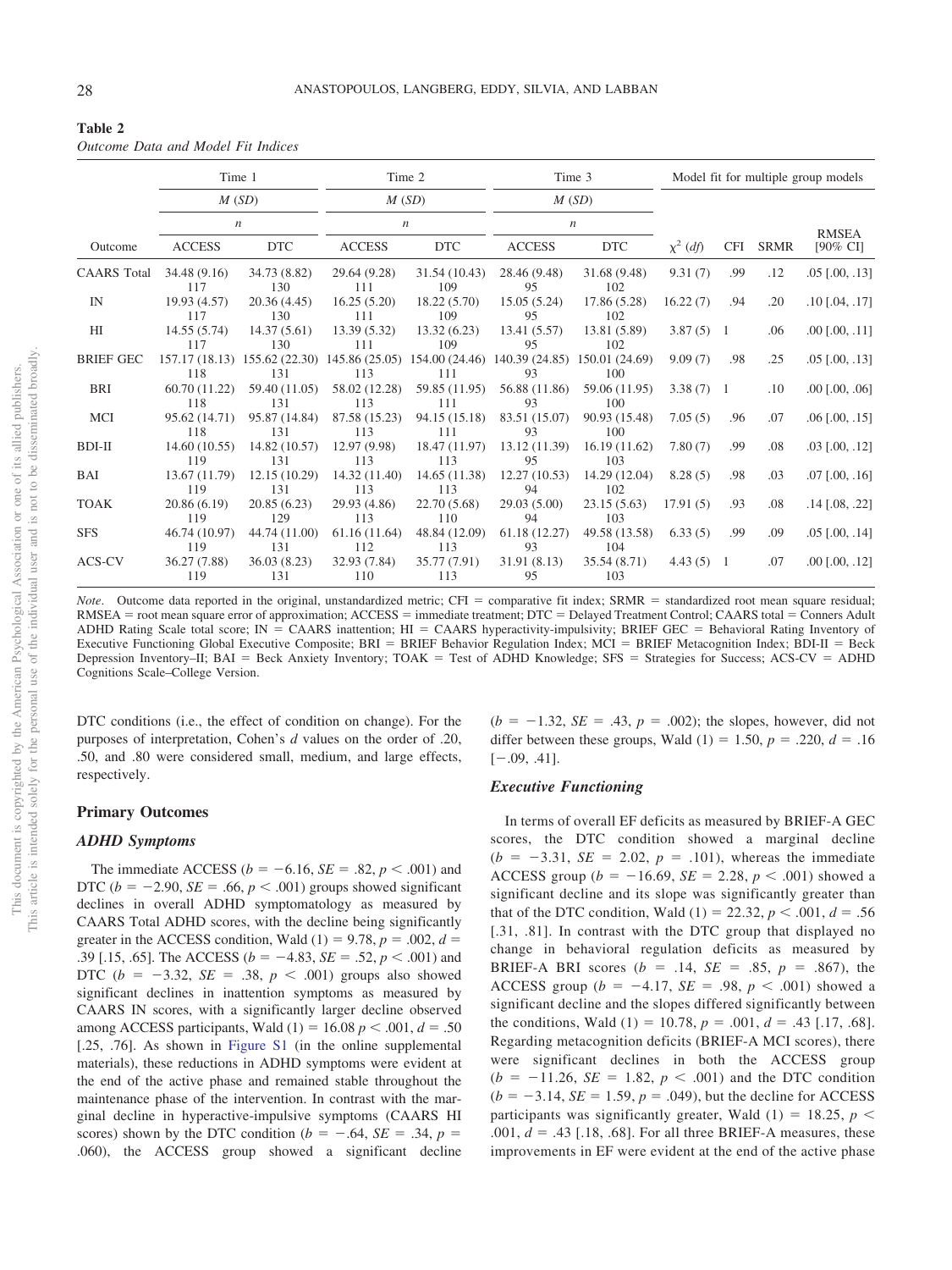**Table 2**
*Outcome Data and Model Fit Indices*

| Outcome | Time 1 *M* (*SD*) *n* ACCESS | Time 1 *M* (*SD*) *n* DTC | Time 2 *M* (*SD*) *n* ACCESS | Time 2 *M* (*SD*) *n* DTC | Time 3 *M* (*SD*) *n* ACCESS | Time 3 *M* (*SD*) *n* DTC | $\chi^2$ (*df*) | CFI | SRMR | RMSEA [90% CI] |
|---|---|---|---|---|---|---|---|---|---|---|
| CAARS Total | 34.48 (9.16) 117 | 34.73 (8.82) 130 | 29.64 (9.28) 111 | 31.54 (10.43) 109 | 28.46 (9.48) 95 | 31.68 (9.48) 102 | 9.31 (7) | .99 | .12 | .05 [.00, .13] |
| IN | 19.93 (4.57) 117 | 20.36 (4.45) 130 | 16.25 (5.20) 111 | 18.22 (5.70) 109 | 15.05 (5.24) 95 | 17.86 (5.28) 102 | 16.22 (7) | .94 | .20 | .10 [.04, .17] |
| HI | 14.55 (5.74) 117 | 14.37 (5.61) 130 | 13.39 (5.32) 111 | 13.32 (6.23) 109 | 13.41 (5.57) 95 | 13.81 (5.89) 102 | 3.87 (5) | 1 | .06 | .00 [.00, .11] |
| BRIEF GEC | 157.17 (18.13) 118 | 155.62 (22.30) 131 | 145.86 (25.05) 113 | 154.00 (24.46) 111 | 140.39 (24.85) 93 | 150.01 (24.69) 100 | 9.09 (7) | .98 | .25 | .05 [.00, .13] |
| BRI | 60.70 (11.22) 118 | 59.40 (11.05) 131 | 58.02 (12.28) 113 | 59.85 (11.95) 111 | 56.88 (11.86) 93 | 59.06 (11.95) 100 | 3.38 (7) | 1 | .10 | .00 [.00, .06] |
| MCI | 95.62 (14.71) 118 | 95.87 (14.84) 131 | 87.58 (15.23) 113 | 94.15 (15.18) 111 | 83.51 (15.07) 93 | 90.93 (15.48) 100 | 7.05 (5) | .96 | .07 | .06 [.00, .15] |
| BDI-II | 14.60 (10.55) 119 | 14.82 (10.57) 131 | 12.97 (9.98) 113 | 18.47 (11.97) 113 | 13.12 (11.39) 95 | 16.19 (11.62) 103 | 7.80 (7) | .99 | .08 | .03 [.00, .12] |
| BAI | 13.67 (11.79) 119 | 12.15 (10.29) 131 | 14.32 (11.40) 113 | 14.65 (11.38) 113 | 12.27 (10.53) 94 | 14.29 (12.04) 102 | 8.28 (5) | .98 | .03 | .07 [.00, .16] |
| TOAK | 20.86 (6.19) 119 | 20.85 (6.23) 129 | 29.93 (4.86) 113 | 22.70 (5.68) 110 | 29.03 (5.00) 94 | 23.15 (5.63) 103 | 17.91 (5) | .93 | .08 | .14 [.08, .22] |
| SFS | 46.74 (10.97) 119 | 44.74 (11.00) 131 | 61.16 (11.64) 112 | 48.84 (12.09) 113 | 61.18 (12.27) 93 | 49.58 (13.58) 104 | 6.33 (5) | .99 | .09 | .05 [.00, .14] |
| ACS-CV | 36.27 (7.88) 119 | 36.03 (8.23) 131 | 32.93 (7.84) 110 | 35.77 (7.91) 113 | 31.91 (8.13) 95 | 35.54 (8.71) 103 | 4.43 (5) | 1 | .07 | .00 [.00, .12] |

*Note*. Outcome data reported in the original, unstandardized metric; CFI = comparative fit index; SRMR = standardized root mean square residual; RMSEA = root mean square error of approximation; ACCESS = immediate treatment; DTC = Delayed Treatment Control; CAARS total = Conners Adult ADHD Rating Scale total score; IN = CAARS inattention; HI = CAARS hyperactivity-impulsivity; BRIEF GEC = Behavioral Rating Inventory of Executive Functioning Global Executive Composite; BRI = BRIEF Behavior Regulation Index; MCI = BRIEF Metacognition Index; BDI-II = Beck Depression Inventory–II; BAI = Beck Anxiety Inventory; TOAK = Test of ADHD Knowledge; SFS = Strategies for Success; ACS-CV = ADHD Cognitions Scale–College Version.

DTC conditions (i.e., the effect of condition on change). For the purposes of interpretation, Cohen's *d* values on the order of .20, .50, and .80 were considered small, medium, and large effects, respectively.

### Primary Outcomes

#### *ADHD Symptoms*

The immediate ACCESS ($b = -6.16$, $SE = .82$, $p < .001$) and DTC ($b = -2.90$, $SE = .66$, $p < .001$) groups showed significant declines in overall ADHD symptomatology as measured by CAARS Total ADHD scores, with the decline being significantly greater in the ACCESS condition, Wald (1) = 9.78, $p = .002$, $d = .39$ [.15, .65]. The ACCESS ($b = -4.83$, $SE = .52$, $p < .001$) and DTC ($b = -3.32$, $SE = .38$, $p < .001$) groups also showed significant declines in inattention symptoms as measured by CAARS IN scores, with a significantly larger decline observed among ACCESS participants, Wald (1) = 16.08 $p < .001$, $d = .50$ [.25, .76]. As shown in Figure S1 (in the online supplemental materials), these reductions in ADHD symptoms were evident at the end of the active phase and remained stable throughout the maintenance phase of the intervention. In contrast with the marginal decline in hyperactive-impulsive symptoms (CAARS HI scores) shown by the DTC condition ($b = -.64$, $SE = .34$, $p = .060$), the ACCESS group showed a significant decline ($b = -1.32$, $SE = .43$, $p = .002$); the slopes, however, did not differ between these groups, Wald (1) = 1.50, $p = .220$, $d = .16$ [−.09, .41].

#### *Executive Functioning*

In terms of overall EF deficits as measured by BRIEF-A GEC scores, the DTC condition showed a marginal decline ($b = -3.31$, $SE = 2.02$, $p = .101$), whereas the immediate ACCESS group ($b = -16.69$, $SE = 2.28$, $p < .001$) showed a significant decline and its slope was significantly greater than that of the DTC condition, Wald (1) = 22.32, $p < .001$, $d = .56$ [.31, .81]. In contrast with the DTC group that displayed no change in behavioral regulation deficits as measured by BRIEF-A BRI scores ($b = .14$, $SE = .85$, $p = .867$), the ACCESS group ($b = -4.17$, $SE = .98$, $p < .001$) showed a significant decline and the slopes differed significantly between the conditions, Wald (1) = 10.78, $p = .001$, $d = .43$ [.17, .68]. Regarding metacognition deficits (BRIEF-A MCI scores), there were significant declines in both the ACCESS group ($b = -11.26$, $SE = 1.82$, $p < .001$) and the DTC condition ($b = -3.14$, $SE = 1.59$, $p = .049$), but the decline for ACCESS participants was significantly greater, Wald (1) = 18.25, $p < .001$, $d = .43$ [.18, .68]. For all three BRIEF-A measures, these improvements in EF were evident at the end of the active phase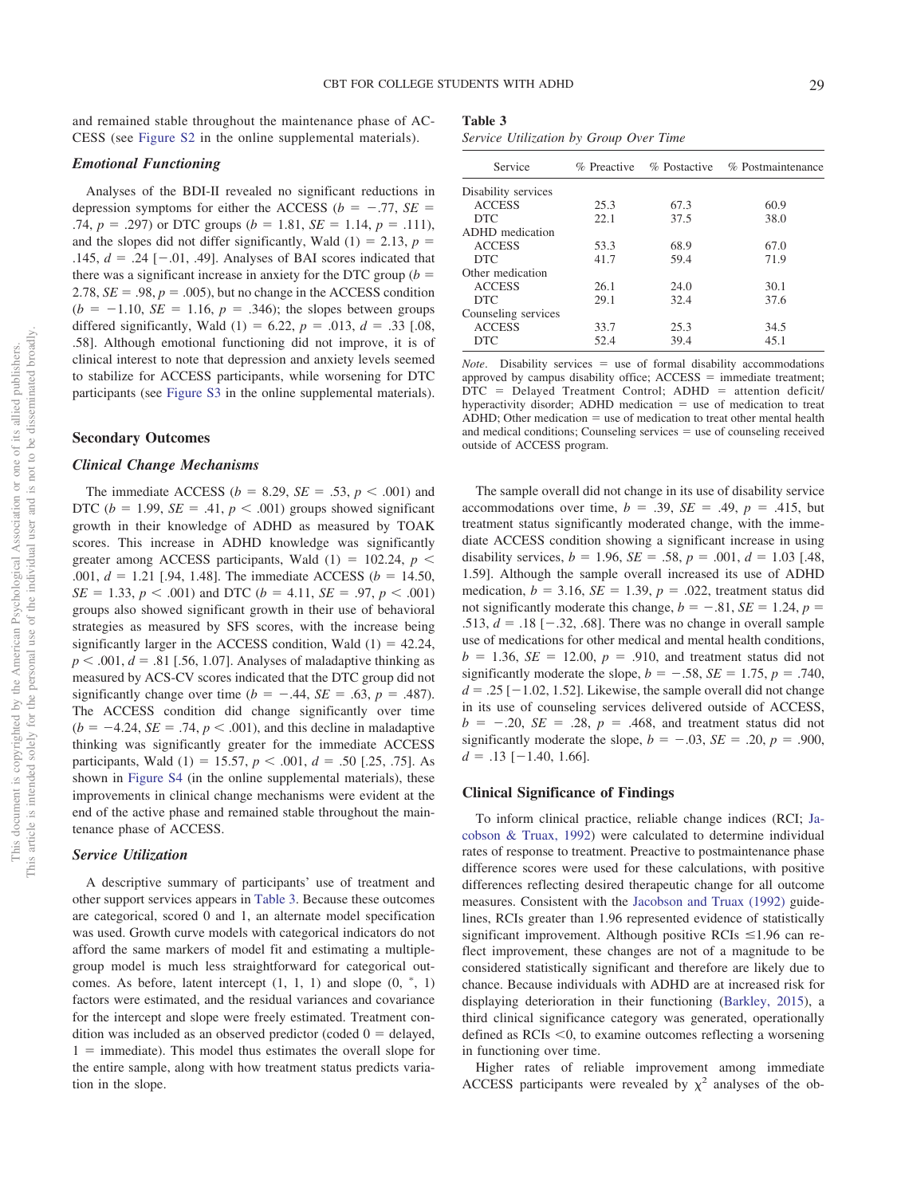and remained stable throughout the maintenance phase of ACCESS (see Figure S2 in the online supplemental materials).

### Emotional Functioning

Analyses of the BDI-II revealed no significant reductions in depression symptoms for either the ACCESS ($b = -.77$, $SE = .74$, $p = .297$) or DTC groups ($b = 1.81$, $SE = 1.14$, $p = .111$), and the slopes did not differ significantly, Wald (1) = 2.13, $p = .145$, $d = .24$ [−.01, .49]. Analyses of BAI scores indicated that there was a significant increase in anxiety for the DTC group ($b = 2.78$, $SE = .98$, $p = .005$), but no change in the ACCESS condition ($b = -1.10$, $SE = 1.16$, $p = .346$); the slopes between groups differed significantly, Wald (1) = 6.22, $p = .013$, $d = .33$ [.08, .58]. Although emotional functioning did not improve, it is of clinical interest to note that depression and anxiety levels seemed to stabilize for ACCESS participants, while worsening for DTC participants (see Figure S3 in the online supplemental materials).

## Secondary Outcomes

### Clinical Change Mechanisms

The immediate ACCESS ($b = 8.29$, $SE = .53$, $p < .001$) and DTC ($b = 1.99$, $SE = .41$, $p < .001$) groups showed significant growth in their knowledge of ADHD as measured by TOAK scores. This increase in ADHD knowledge was significantly greater among ACCESS participants, Wald (1) = 102.24, $p < .001$, $d = 1.21$ [.94, 1.48]. The immediate ACCESS ($b = 14.50$, $SE = 1.33$, $p < .001$) and DTC ($b = 4.11$, $SE = .97$, $p < .001$) groups also showed significant growth in their use of behavioral strategies as measured by SFS scores, with the increase being significantly larger in the ACCESS condition, Wald (1) = 42.24, $p < .001$, $d = .81$ [.56, 1.07]. Analyses of maladaptive thinking as measured by ACS-CV scores indicated that the DTC group did not significantly change over time ($b = -.44$, $SE = .63$, $p = .487$). The ACCESS condition did change significantly over time ($b = -4.24$, $SE = .74$, $p < .001$), and this decline in maladaptive thinking was significantly greater for the immediate ACCESS participants, Wald (1) = 15.57, $p < .001$, $d = .50$ [.25, .75]. As shown in Figure S4 (in the online supplemental materials), these improvements in clinical change mechanisms were evident at the end of the active phase and remained stable throughout the maintenance phase of ACCESS.

### Service Utilization

A descriptive summary of participants' use of treatment and other support services appears in Table 3. Because these outcomes are categorical, scored 0 and 1, an alternate model specification was used. Growth curve models with categorical indicators do not afford the same markers of model fit and estimating a multiple-group model is much less straightforward for categorical outcomes. As before, latent intercept (1, 1, 1) and slope (0, *, 1) factors were estimated, and the residual variances and covariance for the intercept and slope were freely estimated. Treatment condition was included as an observed predictor (coded 0 = delayed, 1 = immediate). This model thus estimates the overall slope for the entire sample, along with how treatment status predicts variation in the slope.

**Table 3**
*Service Utilization by Group Over Time*

| Service | % Preactive | % Postactive | % Postmaintenance |
|---|---|---|---|
| Disability services | | | |
| ACCESS | 25.3 | 67.3 | 60.9 |
| DTC | 22.1 | 37.5 | 38.0 |
| ADHD medication | | | |
| ACCESS | 53.3 | 68.9 | 67.0 |
| DTC | 41.7 | 59.4 | 71.9 |
| Other medication | | | |
| ACCESS | 26.1 | 24.0 | 30.1 |
| DTC | 29.1 | 32.4 | 37.6 |
| Counseling services | | | |
| ACCESS | 33.7 | 25.3 | 34.5 |
| DTC | 52.4 | 39.4 | 45.1 |

*Note*. Disability services = use of formal disability accommodations approved by campus disability office; ACCESS = immediate treatment; DTC = Delayed Treatment Control; ADHD = attention deficit/hyperactivity disorder; ADHD medication = use of medication to treat ADHD; Other medication = use of medication to treat other mental health and medical conditions; Counseling services = use of counseling received outside of ACCESS program.

The sample overall did not change in its use of disability service accommodations over time, $b = .39$, $SE = .49$, $p = .415$, but treatment status significantly moderated change, with the immediate ACCESS condition showing a significant increase in using disability services, $b = 1.96$, $SE = .58$, $p = .001$, $d = 1.03$ [.48, 1.59]. Although the sample overall increased its use of ADHD medication, $b = 3.16$, $SE = 1.39$, $p = .022$, treatment status did not significantly moderate this change, $b = -.81$, $SE = 1.24$, $p = .513$, $d = .18$ [−.32, .68]. There was no change in overall sample use of medications for other medical and mental health conditions, $b = 1.36$, $SE = 12.00$, $p = .910$, and treatment status did not significantly moderate the slope, $b = -.58$, $SE = 1.75$, $p = .740$, $d = .25$ [−1.02, 1.52]. Likewise, the sample overall did not change in its use of counseling services delivered outside of ACCESS, $b = -.20$, $SE = .28$, $p = .468$, and treatment status did not significantly moderate the slope, $b = -.03$, $SE = .20$, $p = .900$, $d = .13$ [−1.40, 1.66].

## Clinical Significance of Findings

To inform clinical practice, reliable change indices (RCI; Jacobson & Truax, 1992) were calculated to determine individual rates of response to treatment. Preactive to postmaintenance phase difference scores were used for these calculations, with positive differences reflecting desired therapeutic change for all outcome measures. Consistent with the Jacobson and Truax (1992) guidelines, RCIs greater than 1.96 represented evidence of statistically significant improvement. Although positive RCIs ≤1.96 can reflect improvement, these changes are not of a magnitude to be considered statistically significant and therefore are likely due to chance. Because individuals with ADHD are at increased risk for displaying deterioration in their functioning (Barkley, 2015), a third clinical significance category was generated, operationally defined as RCIs <0, to examine outcomes reflecting a worsening in functioning over time.

Higher rates of reliable improvement among immediate ACCESS participants were revealed by $\chi^2$ analyses of the ob-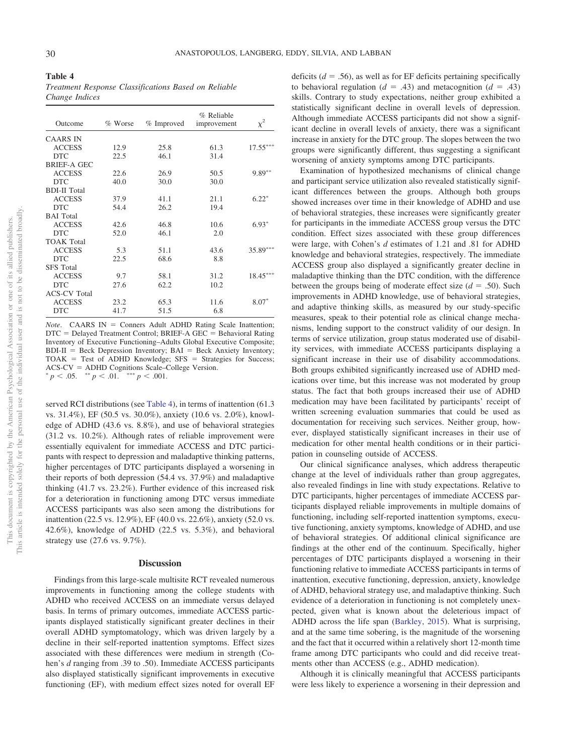**Table 4**

*Treatment Response Classifications Based on Reliable Change Indices*

| Outcome | % Worse | % Improved | % Reliable improvement | $\chi^2$ |
|---|---|---|---|---|
| CAARS IN | | | | |
| ACCESS | 12.9 | 25.8 | 61.3 | 17.55*** |
| DTC | 22.5 | 46.1 | 31.4 | |
| BRIEF-A GEC | | | | |
| ACCESS | 22.6 | 26.9 | 50.5 | 9.89** |
| DTC | 40.0 | 30.0 | 30.0 | |
| BDI-II Total | | | | |
| ACCESS | 37.9 | 41.1 | 21.1 | 6.22* |
| DTC | 54.4 | 26.2 | 19.4 | |
| BAI Total | | | | |
| ACCESS | 42.6 | 46.8 | 10.6 | 6.93* |
| DTC | 52.0 | 46.1 | 2.0 | |
| TOAK Total | | | | |
| ACCESS | 5.3 | 51.1 | 43.6 | 35.89*** |
| DTC | 22.5 | 68.6 | 8.8 | |
| SFS Total | | | | |
| ACCESS | 9.7 | 58.1 | 31.2 | 18.45*** |
| DTC | 27.6 | 62.2 | 10.2 | |
| ACS-CV Total | | | | |
| ACCESS | 23.2 | 65.3 | 11.6 | 8.07* |
| DTC | 41.7 | 51.5 | 6.8 | |

*Note*. CAARS IN = Conners Adult ADHD Rating Scale Inattention; DTC = Delayed Treatment Control; BRIEF-A GEC = Behavioral Rating Inventory of Executive Functioning–Adults Global Executive Composite; BDI-II = Beck Depression Inventory; BAI = Beck Anxiety Inventory; TOAK = Test of ADHD Knowledge; SFS = Strategies for Success; ACS-CV = ADHD Cognitions Scale–College Version.
* $p < .05$. ** $p < .01$. *** $p < .001$.

served RCI distributions (see Table 4), in terms of inattention (61.3 vs. 31.4%), EF (50.5 vs. 30.0%), anxiety (10.6 vs. 2.0%), knowledge of ADHD (43.6 vs. 8.8%), and use of behavioral strategies (31.2 vs. 10.2%). Although rates of reliable improvement were essentially equivalent for immediate ACCESS and DTC participants with respect to depression and maladaptive thinking patterns, higher percentages of DTC participants displayed a worsening in their reports of both depression (54.4 vs. 37.9%) and maladaptive thinking (41.7 vs. 23.2%). Further evidence of this increased risk for a deterioration in functioning among DTC versus immediate ACCESS participants was also seen among the distributions for inattention (22.5 vs. 12.9%), EF (40.0 vs. 22.6%), anxiety (52.0 vs. 42.6%), knowledge of ADHD (22.5 vs. 5.3%), and behavioral strategy use (27.6 vs. 9.7%).

## Discussion

Findings from this large-scale multisite RCT revealed numerous improvements in functioning among the college students with ADHD who received ACCESS on an immediate versus delayed basis. In terms of primary outcomes, immediate ACCESS participants displayed statistically significant greater declines in their overall ADHD symptomatology, which was driven largely by a decline in their self-reported inattention symptoms. Effect sizes associated with these differences were medium in strength (Cohen's *d* ranging from .39 to .50). Immediate ACCESS participants also displayed statistically significant improvements in executive functioning (EF), with medium effect sizes noted for overall EF deficits ($d = .56$), as well as for EF deficits pertaining specifically to behavioral regulation ($d = .43$) and metacognition ($d = .43$) skills. Contrary to study expectations, neither group exhibited a statistically significant decline in overall levels of depression. Although immediate ACCESS participants did not show a significant decline in overall levels of anxiety, there was a significant increase in anxiety for the DTC group. The slopes between the two groups were significantly different, thus suggesting a significant worsening of anxiety symptoms among DTC participants.

Examination of hypothesized mechanisms of clinical change and participant service utilization also revealed statistically significant differences between the groups. Although both groups showed increases over time in their knowledge of ADHD and use of behavioral strategies, these increases were significantly greater for participants in the immediate ACCESS group versus the DTC condition. Effect sizes associated with these group differences were large, with Cohen's *d* estimates of 1.21 and .81 for ADHD knowledge and behavioral strategies, respectively. The immediate ACCESS group also displayed a significantly greater decline in maladaptive thinking than the DTC condition, with the difference between the groups being of moderate effect size ($d = .50$). Such improvements in ADHD knowledge, use of behavioral strategies, and adaptive thinking skills, as measured by our study-specific measures, speak to their potential role as clinical change mechanisms, lending support to the construct validity of our design. In terms of service utilization, group status moderated use of disability services, with immediate ACCESS participants displaying a significant increase in their use of disability accommodations. Both groups exhibited significantly increased use of ADHD medications over time, but this increase was not moderated by group status. The fact that both groups increased their use of ADHD medication may have been facilitated by participants' receipt of written screening evaluation summaries that could be used as documentation for receiving such services. Neither group, however, displayed statistically significant increases in their use of medication for other mental health conditions or in their participation in counseling outside of ACCESS.

Our clinical significance analyses, which address therapeutic change at the level of individuals rather than group aggregates, also revealed findings in line with study expectations. Relative to DTC participants, higher percentages of immediate ACCESS participants displayed reliable improvements in multiple domains of functioning, including self-reported inattention symptoms, executive functioning, anxiety symptoms, knowledge of ADHD, and use of behavioral strategies. Of additional clinical significance are findings at the other end of the continuum. Specifically, higher percentages of DTC participants displayed a worsening in their functioning relative to immediate ACCESS participants in terms of inattention, executive functioning, depression, anxiety, knowledge of ADHD, behavioral strategy use, and maladaptive thinking. Such evidence of a deterioration in functioning is not completely unexpected, given what is known about the deleterious impact of ADHD across the life span (Barkley, 2015). What is surprising, and at the same time sobering, is the magnitude of the worsening and the fact that it occurred within a relatively short 12-month time frame among DTC participants who could and did receive treatments other than ACCESS (e.g., ADHD medication).

Although it is clinically meaningful that ACCESS participants were less likely to experience a worsening in their depression and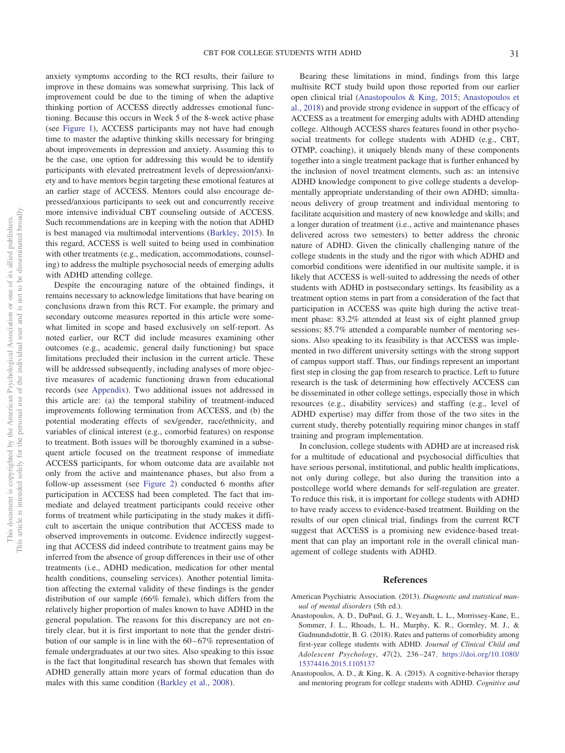anxiety symptoms according to the RCI results, their failure to improve in these domains was somewhat surprising. This lack of improvement could be due to the timing of when the adaptive thinking portion of ACCESS directly addresses emotional functioning. Because this occurs in Week 5 of the 8-week active phase (see Figure 1), ACCESS participants may not have had enough time to master the adaptive thinking skills necessary for bringing about improvements in depression and anxiety. Assuming this to be the case, one option for addressing this would be to identify participants with elevated pretreatment levels of depression/anxiety and to have mentors begin targeting these emotional features at an earlier stage of ACCESS. Mentors could also encourage depressed/anxious participants to seek out and concurrently receive more intensive individual CBT counseling outside of ACCESS. Such recommendations are in keeping with the notion that ADHD is best managed via multimodal interventions (Barkley, 2015). In this regard, ACCESS is well suited to being used in combination with other treatments (e.g., medication, accommodations, counseling) to address the multiple psychosocial needs of emerging adults with ADHD attending college.

Despite the encouraging nature of the obtained findings, it remains necessary to acknowledge limitations that have bearing on conclusions drawn from this RCT. For example, the primary and secondary outcome measures reported in this article were somewhat limited in scope and based exclusively on self-report. As noted earlier, our RCT did include measures examining other outcomes (e.g., academic, general daily functioning) but space limitations precluded their inclusion in the current article. These will be addressed subsequently, including analyses of more objective measures of academic functioning drawn from educational records (see Appendix). Two additional issues not addressed in this article are: (a) the temporal stability of treatment-induced improvements following termination from ACCESS, and (b) the potential moderating effects of sex/gender, race/ethnicity, and variables of clinical interest (e.g., comorbid features) on response to treatment. Both issues will be thoroughly examined in a subsequent article focused on the treatment response of immediate ACCESS participants, for whom outcome data are available not only from the active and maintenance phases, but also from a follow-up assessment (see Figure 2) conducted 6 months after participation in ACCESS had been completed. The fact that immediate and delayed treatment participants could receive other forms of treatment while participating in the study makes it difficult to ascertain the unique contribution that ACCESS made to observed improvements in outcome. Evidence indirectly suggesting that ACCESS did indeed contribute to treatment gains may be inferred from the absence of group differences in their use of other treatments (i.e., ADHD medication, medication for other mental health conditions, counseling services). Another potential limitation affecting the external validity of these findings is the gender distribution of our sample (66% female), which differs from the relatively higher proportion of males known to have ADHD in the general population. The reasons for this discrepancy are not entirely clear, but it is first important to note that the gender distribution of our sample is in line with the 60–67% representation of female undergraduates at our two sites. Also speaking to this issue is the fact that longitudinal research has shown that females with ADHD generally attain more years of formal education than do males with this same condition (Barkley et al., 2008).

Bearing these limitations in mind, findings from this large multisite RCT study build upon those reported from our earlier open clinical trial (Anastopoulos & King, 2015; Anastopoulos et al., 2018) and provide strong evidence in support of the efficacy of ACCESS as a treatment for emerging adults with ADHD attending college. Although ACCESS shares features found in other psychosocial treatments for college students with ADHD (e.g., CBT, OTMP, coaching), it uniquely blends many of these components together into a single treatment package that is further enhanced by the inclusion of novel treatment elements, such as: an intensive ADHD knowledge component to give college students a developmentally appropriate understanding of their own ADHD; simultaneous delivery of group treatment and individual mentoring to facilitate acquisition and mastery of new knowledge and skills; and a longer duration of treatment (i.e., active and maintenance phases delivered across two semesters) to better address the chronic nature of ADHD. Given the clinically challenging nature of the college students in the study and the rigor with which ADHD and comorbid conditions were identified in our multisite sample, it is likely that ACCESS is well-suited to addressing the needs of other students with ADHD in postsecondary settings. Its feasibility as a treatment option stems in part from a consideration of the fact that participation in ACCESS was quite high during the active treatment phase: 83.2% attended at least six of eight planned group sessions; 85.7% attended a comparable number of mentoring sessions. Also speaking to its feasibility is that ACCESS was implemented in two different university settings with the strong support of campus support staff. Thus, our findings represent an important first step in closing the gap from research to practice. Left to future research is the task of determining how effectively ACCESS can be disseminated in other college settings, especially those in which resources (e.g., disability services) and staffing (e.g., level of ADHD expertise) may differ from those of the two sites in the current study, thereby potentially requiring minor changes in staff training and program implementation.

In conclusion, college students with ADHD are at increased risk for a multitude of educational and psychosocial difficulties that have serious personal, institutional, and public health implications, not only during college, but also during the transition into a postcollege world where demands for self-regulation are greater. To reduce this risk, it is important for college students with ADHD to have ready access to evidence-based treatment. Building on the results of our open clinical trial, findings from the current RCT suggest that ACCESS is a promising new evidence-based treatment that can play an important role in the overall clinical management of college students with ADHD.

## References

American Psychiatric Association. (2013). *Diagnostic and statistical manual of mental disorders* (5th ed.).

Anastopoulos, A. D., DuPaul, G. J., Weyandt, L. L., Morrissey-Kane, E., Sommer, J. L., Rhoads, L. H., Murphy, K. R., Gormley, M. J., & Gudmundsdottir, B. G. (2018). Rates and patterns of comorbidity among first-year college students with ADHD. *Journal of Clinical Child and Adolescent Psychology*, *47*(2), 236–247. https://doi.org/10.1080/15374416.2015.1105137

Anastopoulos, A. D., & King, K. A. (2015). A cognitive-behavior therapy and mentoring program for college students with ADHD. *Cognitive and*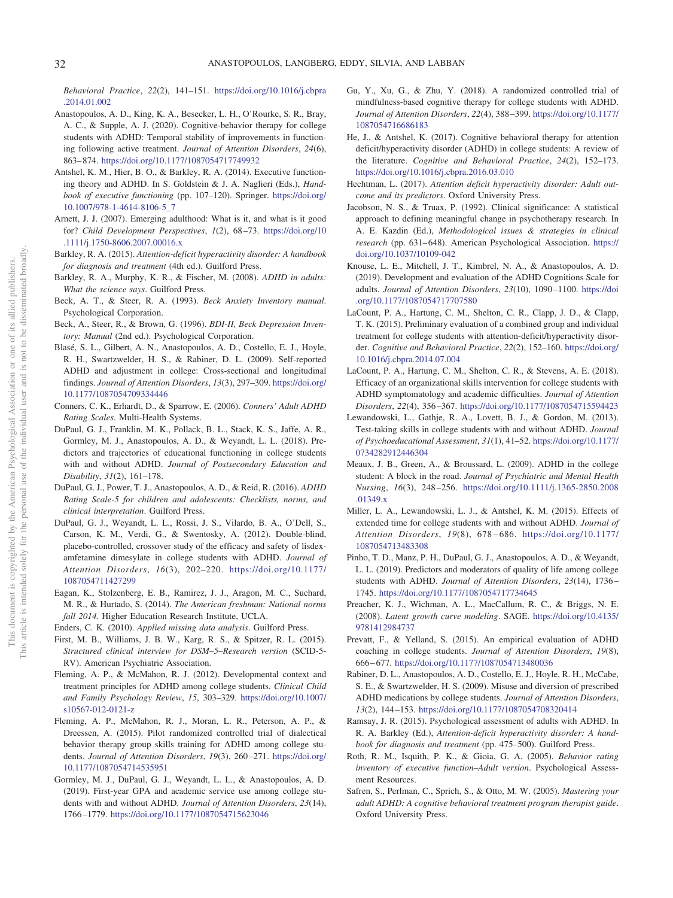*Behavioral Practice*, *22*(2), 141–151. https://doi.org/10.1016/j.cbpra.2014.01.002

Anastopoulos, A. D., King, K. A., Besecker, L. H., O'Rourke, S. R., Bray, A. C., & Supple, A. J. (2020). Cognitive-behavior therapy for college students with ADHD: Temporal stability of improvements in functioning following active treatment. *Journal of Attention Disorders*, *24*(6), 863–874. https://doi.org/10.1177/1087054717749932

Antshel, K. M., Hier, B. O., & Barkley, R. A. (2014). Executive functioning theory and ADHD. In S. Goldstein & J. A. Naglieri (Eds.), *Handbook of executive functioning* (pp. 107–120). Springer. https://doi.org/10.1007/978-1-4614-8106-5_7

Arnett, J. J. (2007). Emerging adulthood: What is it, and what is it good for? *Child Development Perspectives*, *1*(2), 68–73. https://doi.org/10.1111/j.1750-8606.2007.00016.x

Barkley, R. A. (2015). *Attention-deficit hyperactivity disorder: A handbook for diagnosis and treatment* (4th ed.). Guilford Press.

Barkley, R. A., Murphy, K. R., & Fischer, M. (2008). *ADHD in adults: What the science says*. Guilford Press.

Beck, A. T., & Steer, R. A. (1993). *Beck Anxiety Inventory manual*. Psychological Corporation.

Beck, A., Steer, R., & Brown, G. (1996). *BDI-II, Beck Depression Inventory: Manual* (2nd ed.). Psychological Corporation.

Blasé, S. L., Gilbert, A. N., Anastopoulos, A. D., Costello, E. J., Hoyle, R. H., Swartzwelder, H. S., & Rabiner, D. L. (2009). Self-reported ADHD and adjustment in college: Cross-sectional and longitudinal findings. *Journal of Attention Disorders*, *13*(3), 297–309. https://doi.org/10.1177/1087054709334446

Conners, C. K., Erhardt, D., & Sparrow, E. (2006). *Conners' Adult ADHD Rating Scales*. Multi-Health Systems.

DuPaul, G. J., Franklin, M. K., Pollack, B. L., Stack, K. S., Jaffe, A. R., Gormley, M. J., Anastopoulos, A. D., & Weyandt, L. L. (2018). Predictors and trajectories of educational functioning in college students with and without ADHD. *Journal of Postsecondary Education and Disability*, *31*(2), 161–178.

DuPaul, G. J., Power, T. J., Anastopoulos, A. D., & Reid, R. (2016). *ADHD Rating Scale-5 for children and adolescents: Checklists, norms, and clinical interpretation*. Guilford Press.

DuPaul, G. J., Weyandt, L. L., Rossi, J. S., Vilardo, B. A., O'Dell, S., Carson, K. M., Verdi, G., & Swentosky, A. (2012). Double-blind, placebo-controlled, crossover study of the efficacy and safety of lisdexamfetamine dimesylate in college students with ADHD. *Journal of Attention Disorders*, *16*(3), 202–220. https://doi.org/10.1177/1087054711427299

Eagan, K., Stolzenberg, E. B., Ramirez, J. J., Aragon, M. C., Suchard, M. R., & Hurtado, S. (2014). *The American freshman: National norms fall 2014*. Higher Education Research Institute, UCLA.

Enders, C. K. (2010). *Applied missing data analysis*. Guilford Press.

First, M. B., Williams, J. B. W., Karg, R. S., & Spitzer, R. L. (2015). *Structured clinical interview for DSM–5–Research version* (SCID-5-RV). American Psychiatric Association.

Fleming, A. P., & McMahon, R. J. (2012). Developmental context and treatment principles for ADHD among college students. *Clinical Child and Family Psychology Review*, *15*, 303–329. https://doi.org/10.1007/s10567-012-0121-z

Fleming, A. P., McMahon, R. J., Moran, L. R., Peterson, A. P., & Dreessen, A. (2015). Pilot randomized controlled trial of dialectical behavior therapy group skills training for ADHD among college students. *Journal of Attention Disorders*, *19*(3), 260–271. https://doi.org/10.1177/1087054714535951

Gormley, M. J., DuPaul, G. J., Weyandt, L. L., & Anastopoulos, A. D. (2019). First-year GPA and academic service use among college students with and without ADHD. *Journal of Attention Disorders*, *23*(14), 1766–1779. https://doi.org/10.1177/1087054715623046

Gu, Y., Xu, G., & Zhu, Y. (2018). A randomized controlled trial of mindfulness-based cognitive therapy for college students with ADHD. *Journal of Attention Disorders*, *22*(4), 388–399. https://doi.org/10.1177/1087054716686183

He, J., & Antshel, K. (2017). Cognitive behavioral therapy for attention deficit/hyperactivity disorder (ADHD) in college students: A review of the literature. *Cognitive and Behavioral Practice*, *24*(2), 152–173. https://doi.org/10.1016/j.cbpra.2016.03.010

Hechtman, L. (2017). *Attention deficit hyperactivity disorder: Adult outcome and its predictors*. Oxford University Press.

Jacobson, N. S., & Truax, P. (1992). Clinical significance: A statistical approach to defining meaningful change in psychotherapy research. In A. E. Kazdin (Ed.), *Methodological issues & strategies in clinical research* (pp. 631–648). American Psychological Association. https://doi.org/10.1037/10109-042

Knouse, L. E., Mitchell, J. T., Kimbrel, N. A., & Anastopoulos, A. D. (2019). Development and evaluation of the ADHD Cognitions Scale for adults. *Journal of Attention Disorders*, *23*(10), 1090–1100. https://doi.org/10.1177/1087054717707580

LaCount, P. A., Hartung, C. M., Shelton, C. R., Clapp, J. D., & Clapp, T. K. (2015). Preliminary evaluation of a combined group and individual treatment for college students with attention-deficit/hyperactivity disorder. *Cognitive and Behavioral Practice*, *22*(2), 152–160. https://doi.org/10.1016/j.cbpra.2014.07.004

LaCount, P. A., Hartung, C. M., Shelton, C. R., & Stevens, A. E. (2018). Efficacy of an organizational skills intervention for college students with ADHD symptomatology and academic difficulties. *Journal of Attention Disorders*, *22*(4), 356–367. https://doi.org/10.1177/1087054715594423

Lewandowski, L., Gathje, R. A., Lovett, B. J., & Gordon, M. (2013). Test-taking skills in college students with and without ADHD. *Journal of Psychoeducational Assessment*, *31*(1), 41–52. https://doi.org/10.1177/0734282912446304

Meaux, J. B., Green, A., & Broussard, L. (2009). ADHD in the college student: A block in the road. *Journal of Psychiatric and Mental Health Nursing*, *16*(3), 248–256. https://doi.org/10.1111/j.1365-2850.2008.01349.x

Miller, L. A., Lewandowski, L. J., & Antshel, K. M. (2015). Effects of extended time for college students with and without ADHD. *Journal of Attention Disorders*, *19*(8), 678–686. https://doi.org/10.1177/1087054713483308

Pinho, T. D., Manz, P. H., DuPaul, G. J., Anastopoulos, A. D., & Weyandt, L. L. (2019). Predictors and moderators of quality of life among college students with ADHD. *Journal of Attention Disorders*, *23*(14), 1736–1745. https://doi.org/10.1177/1087054717734645

Preacher, K. J., Wichman, A. L., MacCallum, R. C., & Briggs, N. E. (2008). *Latent growth curve modeling*. SAGE. https://doi.org/10.4135/9781412984737

Prevatt, F., & Yelland, S. (2015). An empirical evaluation of ADHD coaching in college students. *Journal of Attention Disorders*, *19*(8), 666–677. https://doi.org/10.1177/1087054713480036

Rabiner, D. L., Anastopoulos, A. D., Costello, E. J., Hoyle, R. H., McCabe, S. E., & Swartzwelder, H. S. (2009). Misuse and diversion of prescribed ADHD medications by college students. *Journal of Attention Disorders*, *13*(2), 144–153. https://doi.org/10.1177/1087054708320414

Ramsay, J. R. (2015). Psychological assessment of adults with ADHD. In R. A. Barkley (Ed.), *Attention-deficit hyperactivity disorder: A handbook for diagnosis and treatment* (pp. 475–500). Guilford Press.

Roth, R. M., Isquith, P. K., & Gioia, G. A. (2005). *Behavior rating inventory of executive function–Adult version*. Psychological Assessment Resources.

Safren, S., Perlman, C., Sprich, S., & Otto, M. W. (2005). *Mastering your adult ADHD: A cognitive behavioral treatment program therapist guide*. Oxford University Press.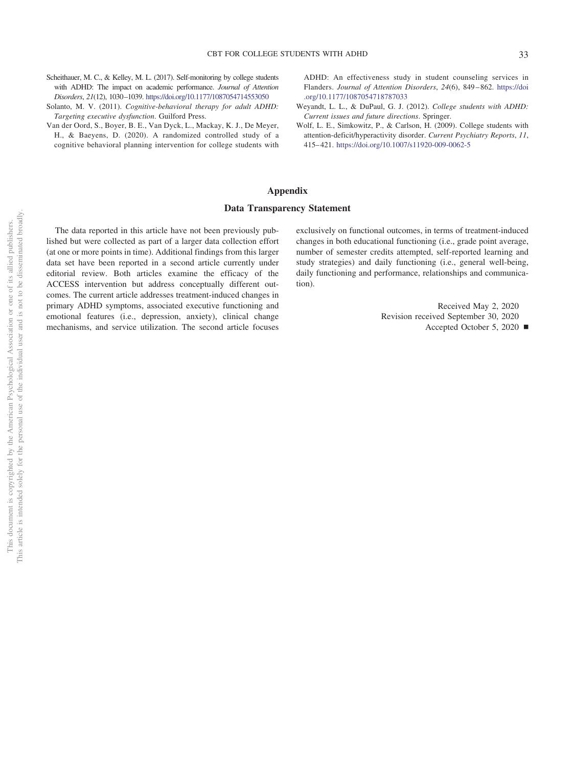Scheithauer, M. C., & Kelley, M. L. (2017). Self-monitoring by college students with ADHD: The impact on academic performance. *Journal of Attention Disorders*, *21*(12), 1030–1039. https://doi.org/10.1177/1087054714553050

Solanto, M. V. (2011). *Cognitive-behavioral therapy for adult ADHD: Targeting executive dysfunction*. Guilford Press.

Van der Oord, S., Boyer, B. E., Van Dyck, L., Mackay, K. J., De Meyer, H., & Baeyens, D. (2020). A randomized controlled study of a cognitive behavioral planning intervention for college students with ADHD: An effectiveness study in student counseling services in Flanders. *Journal of Attention Disorders*, *24*(6), 849–862. https://doi.org/10.1177/1087054718787033

Weyandt, L. L., & DuPaul, G. J. (2012). *College students with ADHD: Current issues and future directions*. Springer.

Wolf, L. E., Simkowitz, P., & Carlson, H. (2009). College students with attention-deficit/hyperactivity disorder. *Current Psychiatry Reports*, *11*, 415–421. https://doi.org/10.1007/s11920-009-0062-5

## Appendix

### Data Transparency Statement

The data reported in this article have not been previously published but were collected as part of a larger data collection effort (at one or more points in time). Additional findings from this larger data set have been reported in a second article currently under editorial review. Both articles examine the efficacy of the ACCESS intervention but address conceptually different outcomes. The current article addresses treatment-induced changes in primary ADHD symptoms, associated executive functioning and emotional features (i.e., depression, anxiety), clinical change mechanisms, and service utilization. The second article focuses exclusively on functional outcomes, in terms of treatment-induced changes in both educational functioning (i.e., grade point average, number of semester credits attempted, self-reported learning and study strategies) and daily functioning (i.e., general well-being, daily functioning and performance, relationships and communication).

Received May 2, 2020
Revision received September 30, 2020
Accepted October 5, 2020 ■